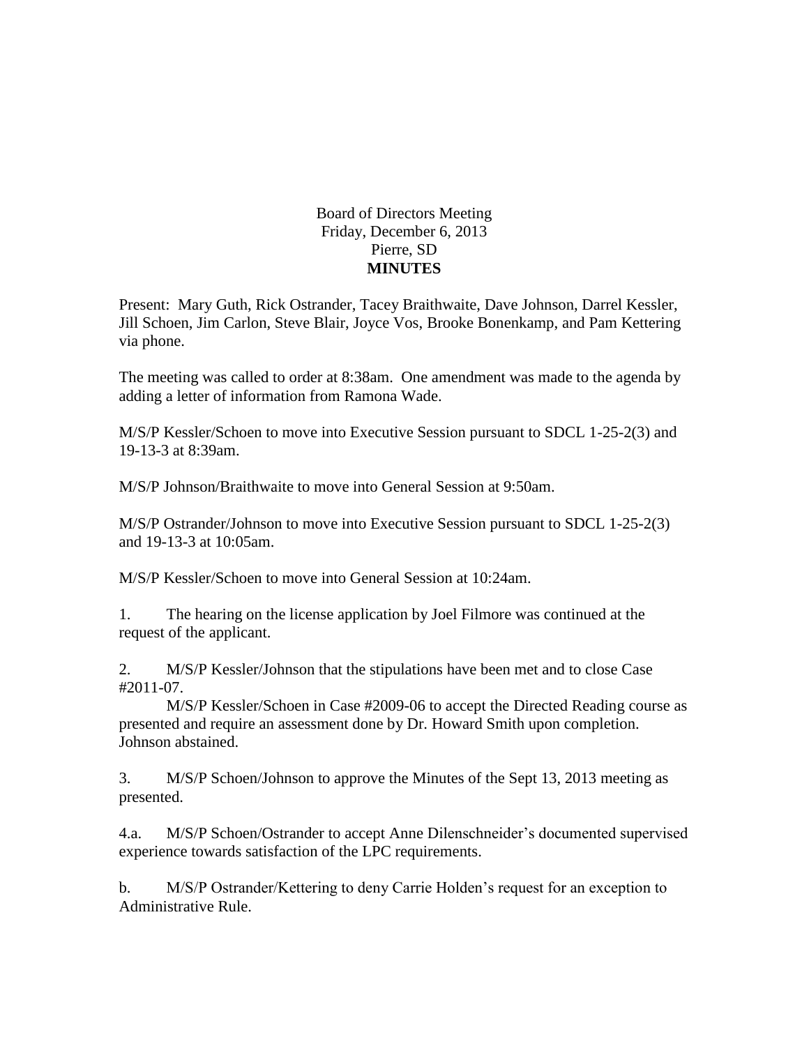Board of Directors Meeting
Friday, December 6, 2013
Pierre, SD
**MINUTES**

Present: Mary Guth, Rick Ostrander, Tacey Braithwaite, Dave Johnson, Darrel Kessler, Jill Schoen, Jim Carlon, Steve Blair, Joyce Vos, Brooke Bonenkamp, and Pam Kettering via phone.

The meeting was called to order at 8:38am. One amendment was made to the agenda by adding a letter of information from Ramona Wade.

M/S/P Kessler/Schoen to move into Executive Session pursuant to SDCL 1-25-2(3) and 19-13-3 at 8:39am.

M/S/P Johnson/Braithwaite to move into General Session at 9:50am.

M/S/P Ostrander/Johnson to move into Executive Session pursuant to SDCL 1-25-2(3) and 19-13-3 at 10:05am.

M/S/P Kessler/Schoen to move into General Session at 10:24am.

1. The hearing on the license application by Joel Filmore was continued at the request of the applicant.

2. M/S/P Kessler/Johnson that the stipulations have been met and to close Case #2011-07.

M/S/P Kessler/Schoen in Case #2009-06 to accept the Directed Reading course as presented and require an assessment done by Dr. Howard Smith upon completion. Johnson abstained.

3. M/S/P Schoen/Johnson to approve the Minutes of the Sept 13, 2013 meeting as presented.

4.a. M/S/P Schoen/Ostrander to accept Anne Dilenschneider's documented supervised experience towards satisfaction of the LPC requirements.

b. M/S/P Ostrander/Kettering to deny Carrie Holden's request for an exception to Administrative Rule.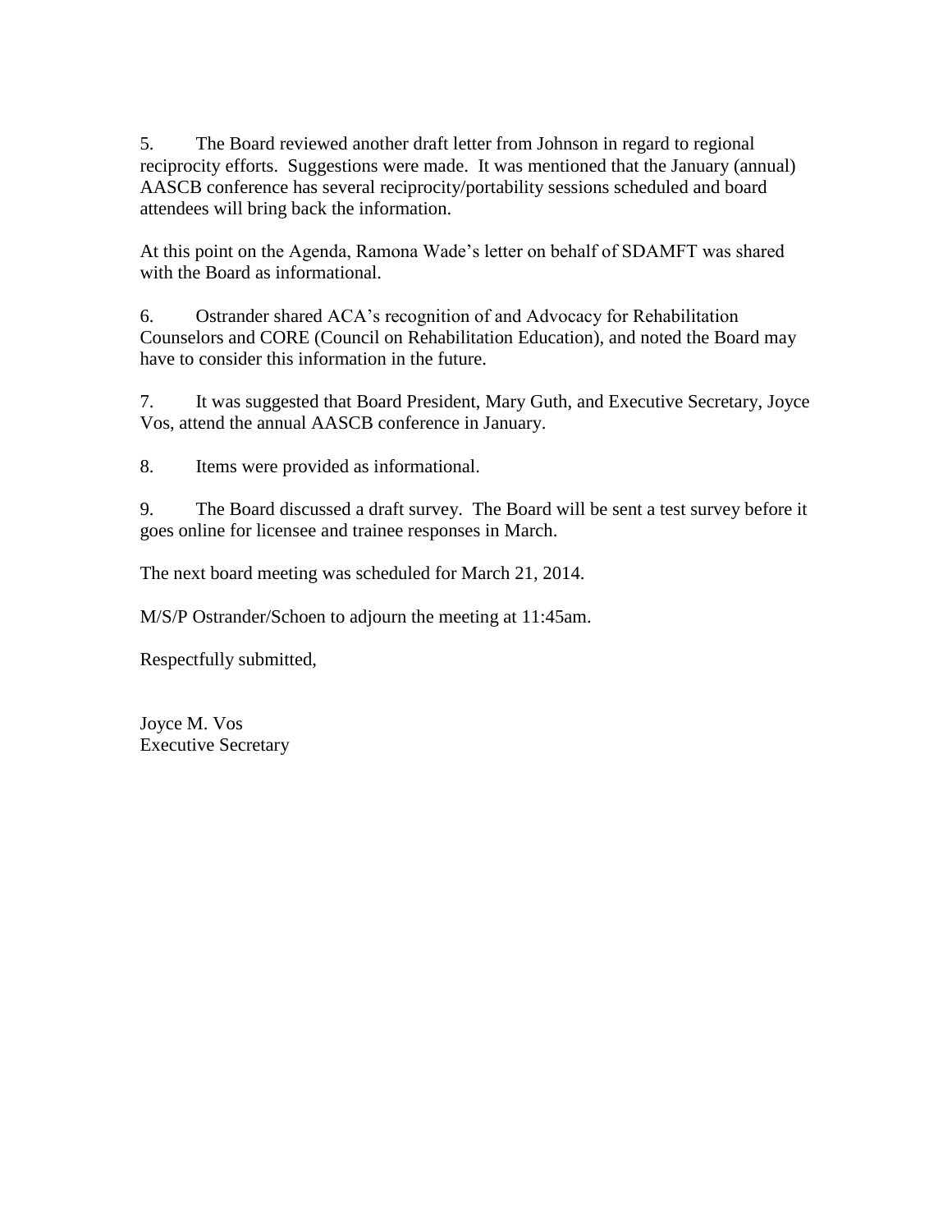5. The Board reviewed another draft letter from Johnson in regard to regional reciprocity efforts. Suggestions were made. It was mentioned that the January (annual) AASCB conference has several reciprocity/portability sessions scheduled and board attendees will bring back the information.

At this point on the Agenda, Ramona Wade's letter on behalf of SDAMFT was shared with the Board as informational.

6. Ostrander shared ACA's recognition of and Advocacy for Rehabilitation Counselors and CORE (Council on Rehabilitation Education), and noted the Board may have to consider this information in the future.

7. It was suggested that Board President, Mary Guth, and Executive Secretary, Joyce Vos, attend the annual AASCB conference in January.

8. Items were provided as informational.

9. The Board discussed a draft survey. The Board will be sent a test survey before it goes online for licensee and trainee responses in March.

The next board meeting was scheduled for March 21, 2014.

M/S/P Ostrander/Schoen to adjourn the meeting at 11:45am.

Respectfully submitted,

Joyce M. Vos
Executive Secretary